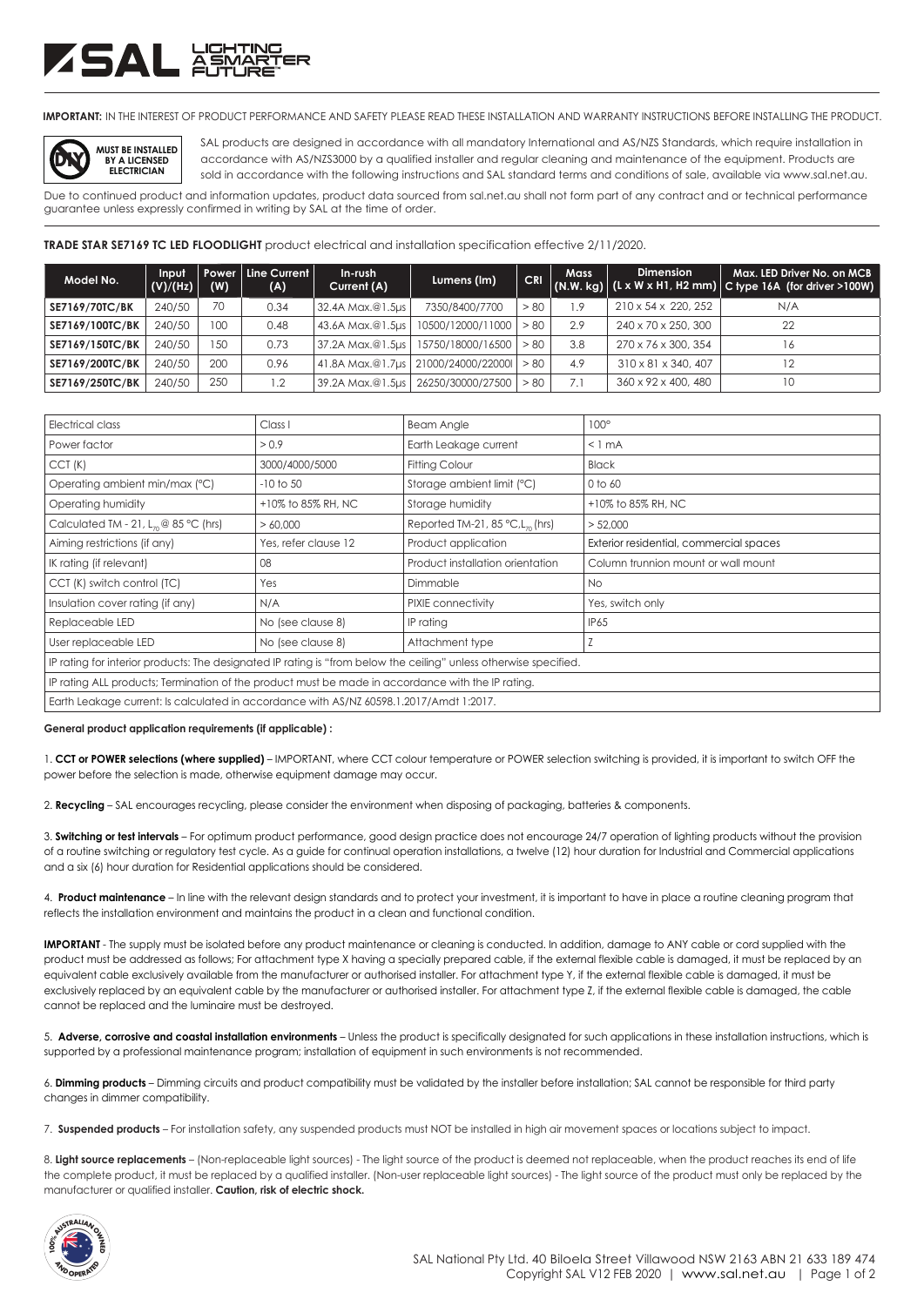**IMPORTANT:** IN THE INTEREST OF PRODUCT PERFORMANCE AND SAFETY PLEASE READ THESE INSTALLATION AND WARRANTY INSTRUCTIONS BEFORE INSTALLING THE PRODUCT.

**MUST BE INSTALLED BY A LICENSED ELECTRICIAN**

SAL products are designed in accordance with all mandatory International and AS/NZS Standards, which require installation in accordance with AS/NZS3000 by a qualified installer and regular cleaning and maintenance of the equipment. Products are sold in accordance with the following instructions and SAL standard terms and conditions of sale, available via www.sal.net.au.

Due to continued product and information updates, product data sourced from sal.net.au shall not form part of any contract and or technical performance guarantee unless expressly confirmed in writing by SAL at the time of order.

**TRADE STAR SE7169 TC LED FLOODLIGHT** product electrical and installation specification effective 2/11/2020.

| Model No. | Input (V)/(Hz) | Power (W) | Line Current (A) | In-rush Current (A) | Lumens (lm) | CRI | Mass (N.W. kg) | Dimension (L x W x H1, H2 mm) | Max. LED Driver No. on MCB C type 16A (for driver >100W) |
|---|---|---|---|---|---|---|---|---|---|
| SE7169/70TC/BK | 240/50 | 70 | 0.34 | 32.4A Max.@1.5µs | 7350/8400/7700 | > 80 | 1.9 | 210 x 54 x 220, 252 | N/A |
| SE7169/100TC/BK | 240/50 | 100 | 0.48 | 43.6A Max.@1.5µs | 10500/12000/11000 | > 80 | 2.9 | 240 x 70 x 250, 300 | 22 |
| SE7169/150TC/BK | 240/50 | 150 | 0.73 | 37.2A Max.@1.5µs | 15750/18000/16500 | > 80 | 3.8 | 270 x 76 x 300, 354 | 16 |
| SE7169/200TC/BK | 240/50 | 200 | 0.96 | 41.8A Max.@1.7µs | 21000/24000/22000l | > 80 | 4.9 | 310 x 81 x 340, 407 | 12 |
| SE7169/250TC/BK | 240/50 | 250 | 1.2 | 39.2A Max.@1.5µs | 26250/30000/27500 | > 80 | 7.1 | 360 x 92 x 400, 480 | 10 |

| | | | |
|---|---|---|---|
| Electrical class | Class I | Beam Angle | 100° |
| Power factor | > 0.9 | Earth Leakage current | < 1 mA |
| CCT (K) | 3000/4000/5000 | Fitting Colour | Black |
| Operating ambient min/max (°C) | -10 to 50 | Storage ambient limit (°C) | 0 to 60 |
| Operating humidity | +10% to 85% RH, NC | Storage humidity | +10% to 85% RH, NC |
| Calculated TM - 21, $L_{70}$ @ 85 °C (hrs) | > 60,000 | Reported TM-21, 85 °C, $L_{70}$ (hrs) | > 52,000 |
| Aiming restrictions (if any) | Yes, refer clause 12 | Product application | Exterior residential, commercial spaces |
| IK rating (if relevant) | 08 | Product installation orientation | Column trunnion mount or wall mount |
| CCT (K) switch control (TC) | Yes | Dimmable | No |
| Insulation cover rating (if any) | N/A | PIXIE connectivity | Yes, switch only |
| Replaceable LED | No (see clause 8) | IP rating | IP65 |
| User replaceable LED | No (see clause 8) | Attachment type | Z |
| IP rating for interior products: The designated IP rating is "from below the ceiling" unless otherwise specified. | | | |
| IP rating ALL products: Termination of the product must be made in accordance with the IP rating. | | | |
| Earth Leakage current: Is calculated in accordance with AS/NZ 60598.1.2017/Amdt 1:2017. | | | |

**General product application requirements (if applicable) :**

1. **CCT or POWER selections (where supplied)** – IMPORTANT, where CCT colour temperature or POWER selection switching is provided, it is important to switch OFF the power before the selection is made, otherwise equipment damage may occur.

2. **Recycling** – SAL encourages recycling, please consider the environment when disposing of packaging, batteries & components.

3. **Switching or test intervals** – For optimum product performance, good design practice does not encourage 24/7 operation of lighting products without the provision of a routine switching or regulatory test cycle. As a guide for continual operation installations, a twelve (12) hour duration for Industrial and Commercial applications and a six (6) hour duration for Residential applications should be considered.

4. **Product maintenance** – In line with the relevant design standards and to protect your investment, it is important to have in place a routine cleaning program that reflects the installation environment and maintains the product in a clean and functional condition.

**IMPORTANT** - The supply must be isolated before any product maintenance or cleaning is conducted. In addition, damage to ANY cable or cord supplied with the product must be addressed as follows; For attachment type X having a specially prepared cable, if the external flexible cable is damaged, it must be replaced by an equivalent cable exclusively available from the manufacturer or authorised installer. For attachment type Y, if the external flexible cable is damaged, it must be exclusively replaced by an equivalent cable by the manufacturer or authorised installer. For attachment type Z, if the external flexible cable is damaged, the cable cannot be replaced and the luminaire must be destroyed.

5. **Adverse, corrosive and coastal installation environments** – Unless the product is specifically designated for such applications in these installation instructions, which is supported by a professional maintenance program; installation of equipment in such environments is not recommended.

6. **Dimming products** – Dimming circuits and product compatibility must be validated by the installer before installation; SAL cannot be responsible for third party changes in dimmer compatibility.

7. **Suspended products** – For installation safety, any suspended products must NOT be installed in high air movement spaces or locations subject to impact.

8. **Light source replacements** – (Non-replaceable light sources) - The light source of the product is deemed not replaceable, when the product reaches its end of life the complete product, it must be replaced by a qualified installer. (Non-user replaceable light sources) - The light source of the product must only be replaced by the manufacturer or qualified installer. **Caution, risk of electric shock.**

SAL National Pty Ltd. 40 Biloela Street Villawood NSW 2163 ABN 21 633 189 474
Copyright SAL V12 FEB 2020 | www.sal.net.au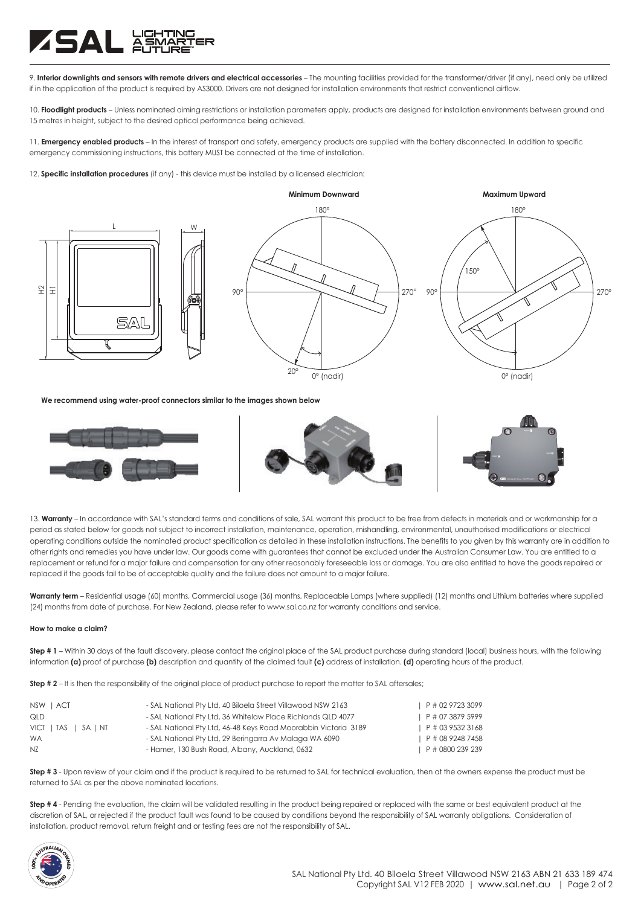9. **Interior downlights and sensors with remote drivers and electrical accessories** – The mounting facilities provided for the transformer/driver (if any), need only be utilized if in the application of the product is required by AS3000. Drivers are not designed for installation environments that restrict conventional airflow.

10. **Floodlight products** – Unless nominated aiming restrictions or installation parameters apply, products are designed for installation environments between ground and 15 metres in height, subject to the desired optical performance being achieved.

11. **Emergency enabled products** – In the interest of transport and safety, emergency products are supplied with the battery disconnected. In addition to specific emergency commissioning instructions, this battery MUST be connected at the time of installation.

12. **Specific installation procedures** (if any) - this device must be installed by a licensed electrician:

L
W
H2
H1

**Minimum Downward**
180°
90°
270°
20°
0° (nadir)

**Maximum Upward**
180°
150°
90°
270°
0° (nadir)

**We recommend using water-proof connectors similar to the images shown below**

13. **Warranty** – In accordance with SAL's standard terms and conditions of sale, SAL warrant this product to be free from defects in materials and or workmanship for a period as stated below for goods not subject to incorrect installation, maintenance, operation, mishandling, environmental, unauthorised modifications or electrical operating conditions outside the nominated product specification as detailed in these installation instructions. The benefits to you given by this warranty are in addition to other rights and remedies you have under law. Our goods come with guarantees that cannot be excluded under the Australian Consumer Law. You are entitled to a replacement or refund for a major failure and compensation for any other reasonably foreseeable loss or damage. You are also entitled to have the goods repaired or replaced if the goods fail to be of acceptable quality and the failure does not amount to a major failure.

**Warranty term** – Residential usage (60) months, Commercial usage (36) months, Replaceable Lamps (where supplied) (12) months and Lithium batteries where supplied (24) months from date of purchase. For New Zealand, please refer to www.sal.co.nz for warranty conditions and service.

**How to make a claim?**

**Step # 1** – Within 30 days of the fault discovery, please contact the original place of the SAL product purchase during standard (local) business hours, with the following information **(a)** proof of purchase **(b)** description and quantity of the claimed fault **(c)** address of installation. **(d)** operating hours of the product.

**Step # 2** – It is then the responsibility of the original place of product purchase to report the matter to SAL aftersales;

| | | |
|---|---|---|
| NSW \| ACT | - SAL National Pty Ltd, 40 Biloela Street Villawood NSW 2163 | \| P # 02 9723 3099 |
| QLD | - SAL National Pty Ltd, 36 Whitelaw Place Richlands QLD 4077 | \| P # 07 3879 5999 |
| VICT \| TAS \| SA \| NT | - SAL National Pty Ltd, 46-48 Keys Road Moorabbin Victoria 3189 | \| P # 03 9532 3168 |
| WA | - SAL National Pty Ltd, 29 Beringarra Av Malaga WA 6090 | \| P # 08 9248 7458 |
| NZ | - Hamer, 130 Bush Road, Albany, Auckland, 0632 | \| P # 0800 239 239 |

**Step # 3** - Upon review of your claim and if the product is required to be returned to SAL for technical evaluation, then at the owners expense the product must be returned to SAL as per the above nominated locations.

**Step # 4** - Pending the evaluation, the claim will be validated resulting in the product being repaired or replaced with the same or best equivalent product at the discretion of SAL, or rejected if the product fault was found to be caused by conditions beyond the responsibility of SAL warranty obligations. Consideration of installation, product removal, return freight and or testing fees are not the responsibility of SAL.

SAL National Pty Ltd. 40 Biloela Street Villawood NSW 2163 ABN 21 633 189 474
Copyright SAL V12 FEB 2020 | www.sal.net.au